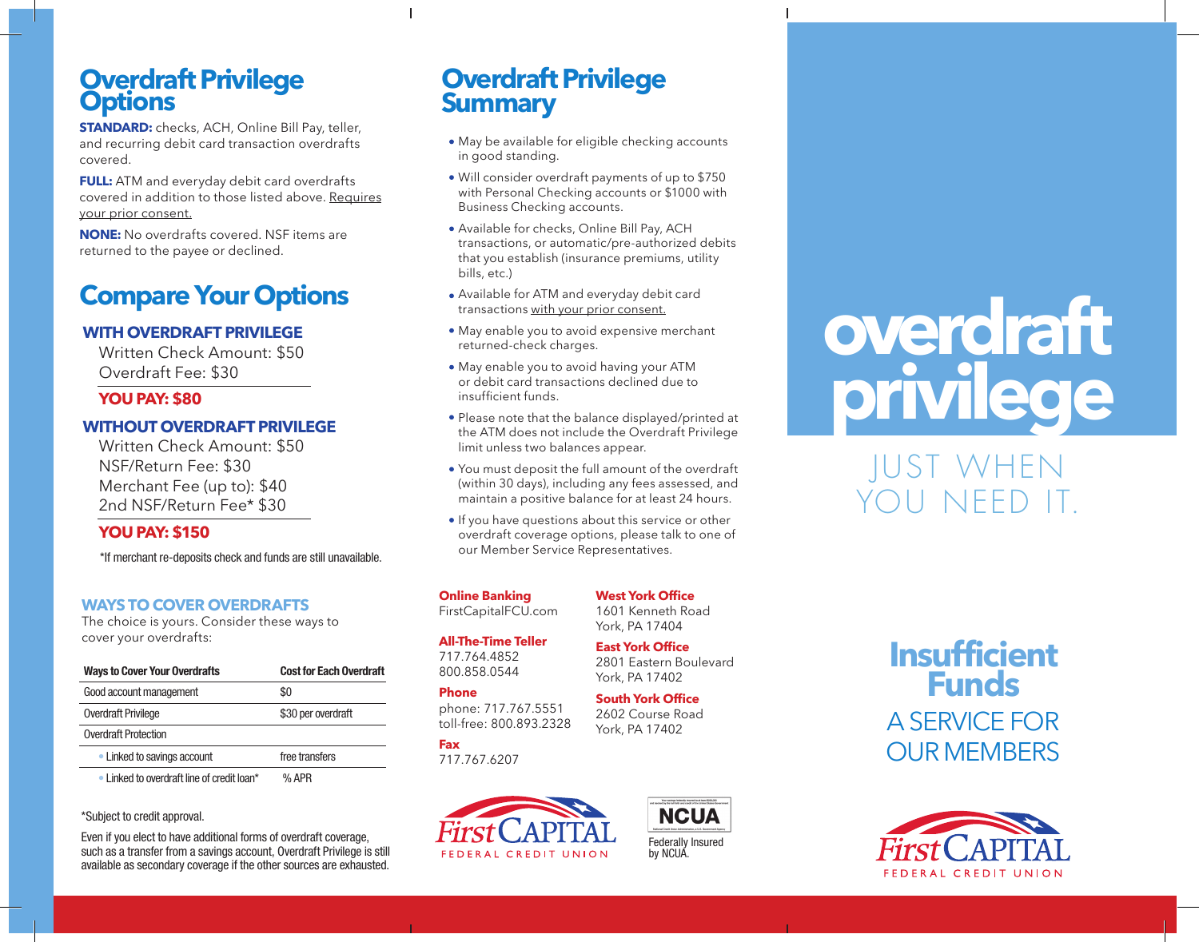# Overdraft Privilege Options

**STANDARD:** checks, ACH, Online Bill Pay, teller, and recurring debit card transaction overdrafts covered.

**FULL:** ATM and everyday debit card overdrafts covered in addition to those listed above. Requires your prior consent.

**NONE:** No overdrafts covered. NSF items are returned to the payee or declined.

# Compare Your Options

### WITH OVERDRAFT PRIVILEGE

Written Check Amount: $50
Overdraft Fee: $30

**YOU PAY: $80**

### WITHOUT OVERDRAFT PRIVILEGE

Written Check Amount: $50
NSF/Return Fee: $30
Merchant Fee (up to): $40
2nd NSF/Return Fee* $30

**YOU PAY: $150**

*If merchant re-deposits check and funds are still unavailable.

### WAYS TO COVER OVERDRAFTS

The choice is yours. Consider these ways to cover your overdrafts:

| Ways to Cover Your Overdrafts | Cost for Each Overdraft |
|---|---|
| Good account management | $0 |
| Overdraft Privilege | $30 per overdraft |
| Overdraft Protection | |
| • Linked to savings account | free transfers |
| • Linked to overdraft line of credit loan* | % APR |

*Subject to credit approval.

Even if you elect to have additional forms of overdraft coverage, such as a transfer from a savings account, Overdraft Privilege is still available as secondary coverage if the other sources are exhausted.

# Overdraft Privilege Summary

- May be available for eligible checking accounts in good standing.
- Will consider overdraft payments of up to $750 with Personal Checking accounts or $1000 with Business Checking accounts.
- Available for checks, Online Bill Pay, ACH transactions, or automatic/pre-authorized debits that you establish (insurance premiums, utility bills, etc.)
- Available for ATM and everyday debit card transactions with your prior consent.
- May enable you to avoid expensive merchant returned-check charges.
- May enable you to avoid having your ATM or debit card transactions declined due to insufficient funds.
- Please note that the balance displayed/printed at the ATM does not include the Overdraft Privilege limit unless two balances appear.
- You must deposit the full amount of the overdraft (within 30 days), including any fees assessed, and maintain a positive balance for at least 24 hours.
- If you have questions about this service or other overdraft coverage options, please talk to one of our Member Service Representatives.

**Online Banking**
FirstCapitalFCU.com

**All-The-Time Teller**
717.764.4852
800.858.0544

**Phone**
phone: 717.767.5551
toll-free: 800.893.2328

**Fax**
717.767.6207

**West York Office**
1601 Kenneth Road
York, PA 17404

**East York Office**
2801 Eastern Boulevard
York, PA 17402

**South York Office**
2602 Course Road
York, PA 17402

First CAPITAL FEDERAL CREDIT UNION

NCUA — Federally Insured by NCUA.

# overdraft privilege

JUST WHEN YOU NEED IT.

## Insufficient Funds

A SERVICE FOR OUR MEMBERS

First CAPITAL FEDERAL CREDIT UNION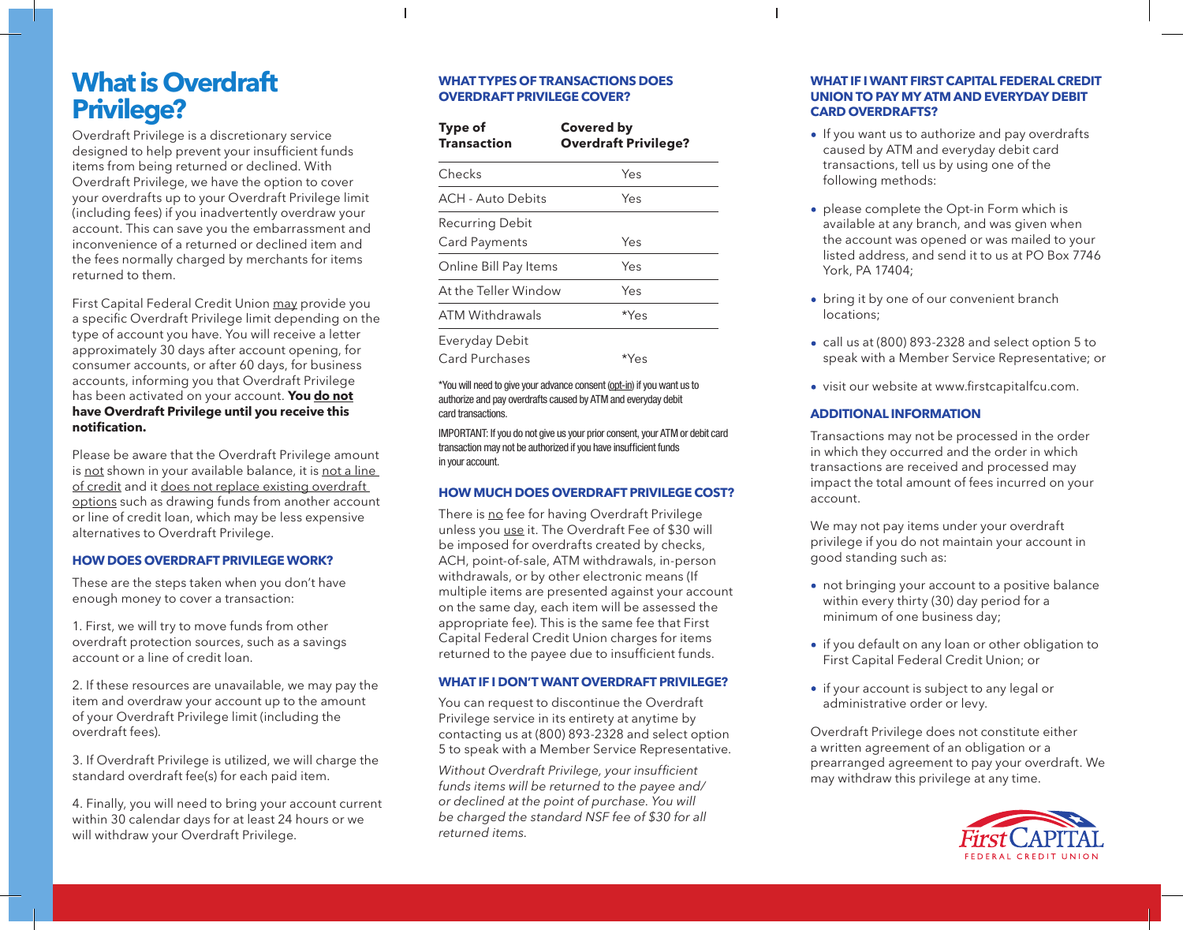# What is Overdraft Privilege?

Overdraft Privilege is a discretionary service designed to help prevent your insufficient funds items from being returned or declined. With Overdraft Privilege, we have the option to cover your overdrafts up to your Overdraft Privilege limit (including fees) if you inadvertently overdraw your account. This can save you the embarrassment and inconvenience of a returned or declined item and the fees normally charged by merchants for items returned to them.

First Capital Federal Credit Union may provide you a specific Overdraft Privilege limit depending on the type of account you have. You will receive a letter approximately 30 days after account opening, for consumer accounts, or after 60 days, for business accounts, informing you that Overdraft Privilege has been activated on your account. **You do not have Overdraft Privilege until you receive this notification.**

Please be aware that the Overdraft Privilege amount is not shown in your available balance, it is not a line of credit and it does not replace existing overdraft options such as drawing funds from another account or line of credit loan, which may be less expensive alternatives to Overdraft Privilege.

## HOW DOES OVERDRAFT PRIVILEGE WORK?

These are the steps taken when you don't have enough money to cover a transaction:

1. First, we will try to move funds from other overdraft protection sources, such as a savings account or a line of credit loan.

2. If these resources are unavailable, we may pay the item and overdraw your account up to the amount of your Overdraft Privilege limit (including the overdraft fees).

3. If Overdraft Privilege is utilized, we will charge the standard overdraft fee(s) for each paid item.

4. Finally, you will need to bring your account current within 30 calendar days for at least 24 hours or we will withdraw your Overdraft Privilege.

## WHAT TYPES OF TRANSACTIONS DOES OVERDRAFT PRIVILEGE COVER?

| Type of Transaction | Covered by Overdraft Privilege? |
|---|---|
| Checks | Yes |
| ACH - Auto Debits | Yes |
| Recurring Debit Card Payments | Yes |
| Online Bill Pay Items | Yes |
| At the Teller Window | Yes |
| ATM Withdrawals | *Yes |
| Everyday Debit Card Purchases | *Yes |

*You will need to give your advance consent (opt-in) if you want us to authorize and pay overdrafts caused by ATM and everyday debit card transactions.

IMPORTANT: If you do not give us your prior consent, your ATM or debit card transaction may not be authorized if you have insufficient funds in your account.

## HOW MUCH DOES OVERDRAFT PRIVILEGE COST?

There is no fee for having Overdraft Privilege unless you use it. The Overdraft Fee of $30 will be imposed for overdrafts created by checks, ACH, point-of-sale, ATM withdrawals, in-person withdrawals, or by other electronic means (If multiple items are presented against your account on the same day, each item will be assessed the appropriate fee). This is the same fee that First Capital Federal Credit Union charges for items returned to the payee due to insufficient funds.

## WHAT IF I DON'T WANT OVERDRAFT PRIVILEGE?

You can request to discontinue the Overdraft Privilege service in its entirety at anytime by contacting us at (800) 893-2328 and select option 5 to speak with a Member Service Representative.

*Without Overdraft Privilege, your insufficient funds items will be returned to the payee and/or declined at the point of purchase. You will be charged the standard NSF fee of $30 for all returned items.*

## WHAT IF I WANT FIRST CAPITAL FEDERAL CREDIT UNION TO PAY MY ATM AND EVERYDAY DEBIT CARD OVERDRAFTS?

- If you want us to authorize and pay overdrafts caused by ATM and everyday debit card transactions, tell us by using one of the following methods:
- please complete the Opt-in Form which is available at any branch, and was given when the account was opened or was mailed to your listed address, and send it to us at PO Box 7746 York, PA 17404;
- bring it by one of our convenient branch locations;
- call us at (800) 893-2328 and select option 5 to speak with a Member Service Representative; or
- visit our website at www.firstcapitalfcu.com.

## ADDITIONAL INFORMATION

Transactions may not be processed in the order in which they occurred and the order in which transactions are received and processed may impact the total amount of fees incurred on your account.

We may not pay items under your overdraft privilege if you do not maintain your account in good standing such as:

- not bringing your account to a positive balance within every thirty (30) day period for a minimum of one business day;
- if you default on any loan or other obligation to First Capital Federal Credit Union; or
- if your account is subject to any legal or administrative order or levy.

Overdraft Privilege does not constitute either a written agreement of an obligation or a prearranged agreement to pay your overdraft. We may withdraw this privilege at any time.

First CAPITAL
FEDERAL CREDIT UNION